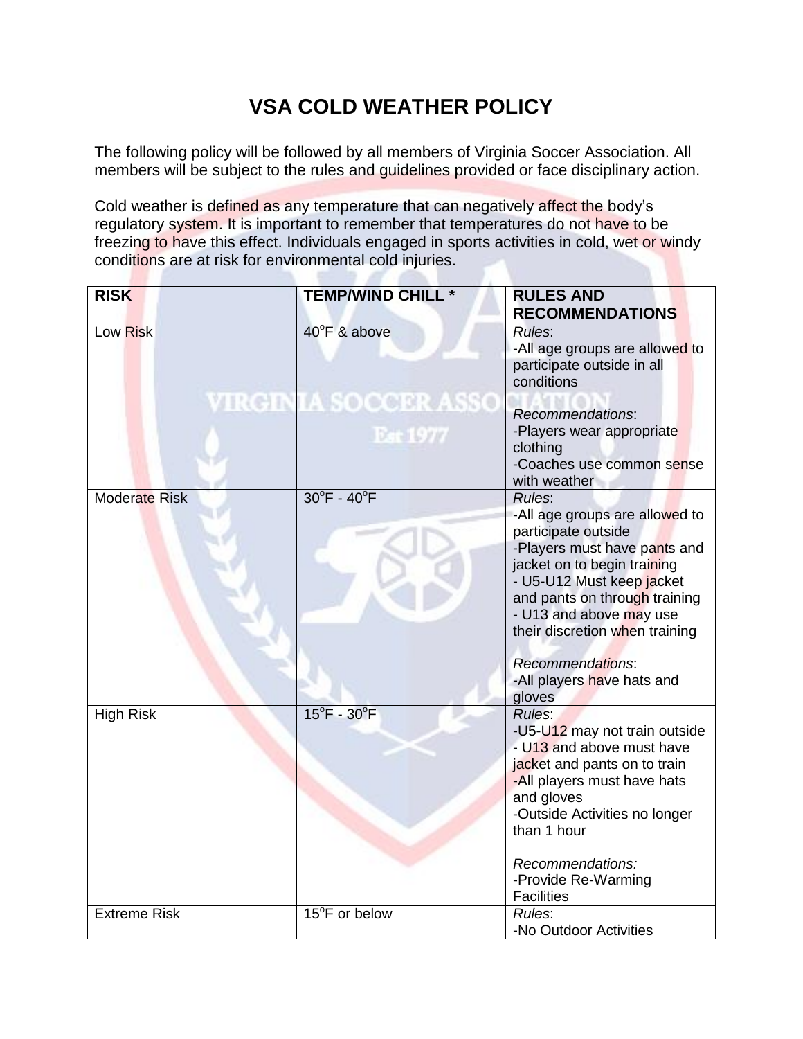# VSA COLD WEATHER POLICY

The following policy will be followed by all members of Virginia Soccer Association. All members will be subject to the rules and guidelines provided or face disciplinary action.

Cold weather is defined as any temperature that can negatively affect the body's regulatory system. It is important to remember that temperatures do not have to be freezing to have this effect. Individuals engaged in sports activities in cold, wet or windy conditions are at risk for environmental cold injuries.

| **RISK** | **TEMP/WIND CHILL \*** | **RULES AND RECOMMENDATIONS** |
|---|---|---|
| Low Risk | 40°F & above | *Rules*:<br>-All age groups are allowed to participate outside in all conditions<br><br>*Recommendations*:<br>-Players wear appropriate clothing<br>-Coaches use common sense with weather |
| Moderate Risk | 30°F - 40°F | *Rules*:<br>-All age groups are allowed to participate outside<br>-Players must have pants and jacket on to begin training<br>- U5-U12 Must keep jacket and pants on through training<br>- U13 and above may use their discretion when training<br><br>*Recommendations*:<br>-All players have hats and gloves |
| High Risk | 15°F - 30°F | *Rules*:<br>-U5-U12 may not train outside<br>- U13 and above must have jacket and pants on to train<br>-All players must have hats and gloves<br>-Outside Activities no longer than 1 hour<br><br>*Recommendations:*<br>-Provide Re-Warming Facilities |
| Extreme Risk | 15°F or below | *Rules*:<br>-No Outdoor Activities |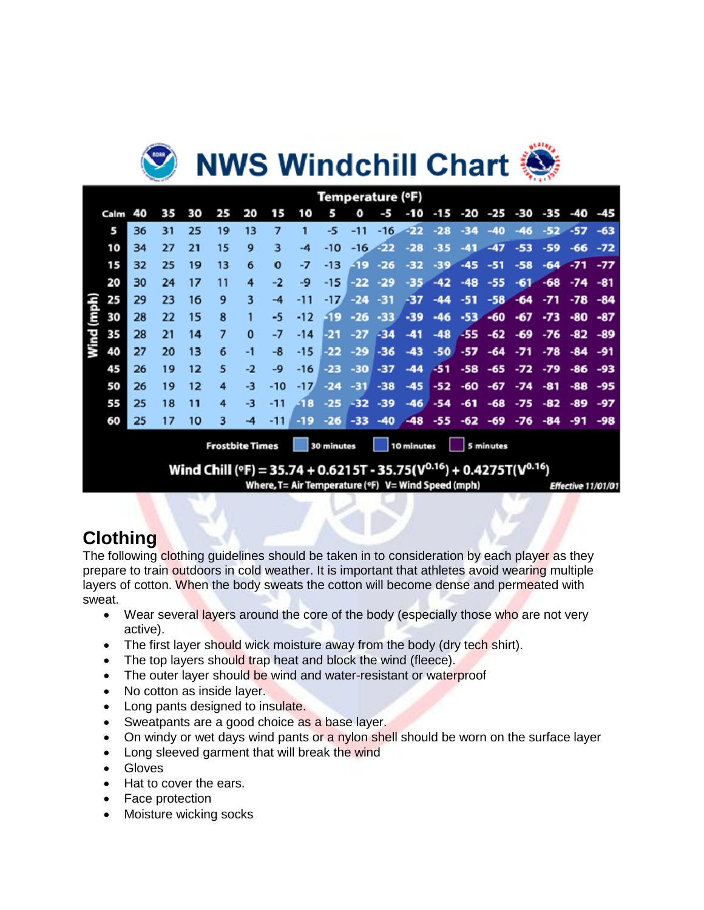# NWS Windchill Chart

| Wind (mph) \ Temperature (°F) | 40 | 35 | 30 | 25 | 20 | 15 | 10 | 5 | 0 | -5 | -10 | -15 | -20 | -25 | -30 | -35 | -40 | -45 |
|---|---|---|---|---|---|---|---|---|---|---|---|---|---|---|---|---|---|---|
| 5 | 36 | 31 | 25 | 19 | 13 | 7 | 1 | -5 | -11 | -16 | -22 | -28 | -34 | -40 | -46 | -52 | -57 | -63 |
| 10 | 34 | 27 | 21 | 15 | 9 | 3 | -4 | -10 | -16 | -22 | -28 | -35 | -41 | -47 | -53 | -59 | -66 | -72 |
| 15 | 32 | 25 | 19 | 13 | 6 | 0 | -7 | -13 | -19 | -26 | -32 | -39 | -45 | -51 | -58 | -64 | -71 | -77 |
| 20 | 30 | 24 | 17 | 11 | 4 | -2 | -9 | -15 | -22 | -29 | -35 | -42 | -48 | -55 | -61 | -68 | -74 | -81 |
| 25 | 29 | 23 | 16 | 9 | 3 | -4 | -11 | -17 | -24 | -31 | -37 | -44 | -51 | -58 | -64 | -71 | -78 | -84 |
| 30 | 28 | 22 | 15 | 8 | 1 | -5 | -12 | -19 | -26 | -33 | -39 | -46 | -53 | -60 | -67 | -73 | -80 | -87 |
| 35 | 28 | 21 | 14 | 7 | 0 | -7 | -14 | -21 | -27 | -34 | -41 | -48 | -55 | -62 | -69 | -76 | -82 | -89 |
| 40 | 27 | 20 | 13 | 6 | -1 | -8 | -15 | -22 | -29 | -36 | -43 | -50 | -57 | -64 | -71 | -78 | -84 | -91 |
| 45 | 26 | 19 | 12 | 5 | -2 | -9 | -16 | -23 | -30 | -37 | -44 | -51 | -58 | -65 | -72 | -79 | -86 | -93 |
| 50 | 26 | 19 | 12 | 4 | -3 | -10 | -17 | -24 | -31 | -38 | -45 | -52 | -60 | -67 | -74 | -81 | -88 | -95 |
| 55 | 25 | 18 | 11 | 4 | -3 | -11 | -18 | -25 | -32 | -39 | -46 | -54 | -61 | -68 | -75 | -82 | -89 | -97 |
| 60 | 25 | 17 | 10 | 3 | -4 | -11 | -19 | -26 | -33 | -40 | -48 | -55 | -62 | -69 | -76 | -84 | -91 | -98 |

Frostbite Times: 30 minutes, 10 minutes, 5 minutes

$$\text{Wind Chill (°F)} = 35.74 + 0.6215T - 35.75(V^{0.16}) + 0.4275T(V^{0.16})$$

Where, T= Air Temperature (°F) V= Wind Speed (mph)

*Effective 11/01/01*

## Clothing

The following clothing guidelines should be taken in to consideration by each player as they prepare to train outdoors in cold weather. It is important that athletes avoid wearing multiple layers of cotton. When the body sweats the cotton will become dense and permeated with sweat.

- Wear several layers around the core of the body (especially those who are not very active).
- The first layer should wick moisture away from the body (dry tech shirt).
- The top layers should trap heat and block the wind (fleece).
- The outer layer should be wind and water-resistant or waterproof
- No cotton as inside layer.
- Long pants designed to insulate.
- Sweatpants are a good choice as a base layer.
- On windy or wet days wind pants or a nylon shell should be worn on the surface layer
- Long sleeved garment that will break the wind
- Gloves
- Hat to cover the ears.
- Face protection
- Moisture wicking socks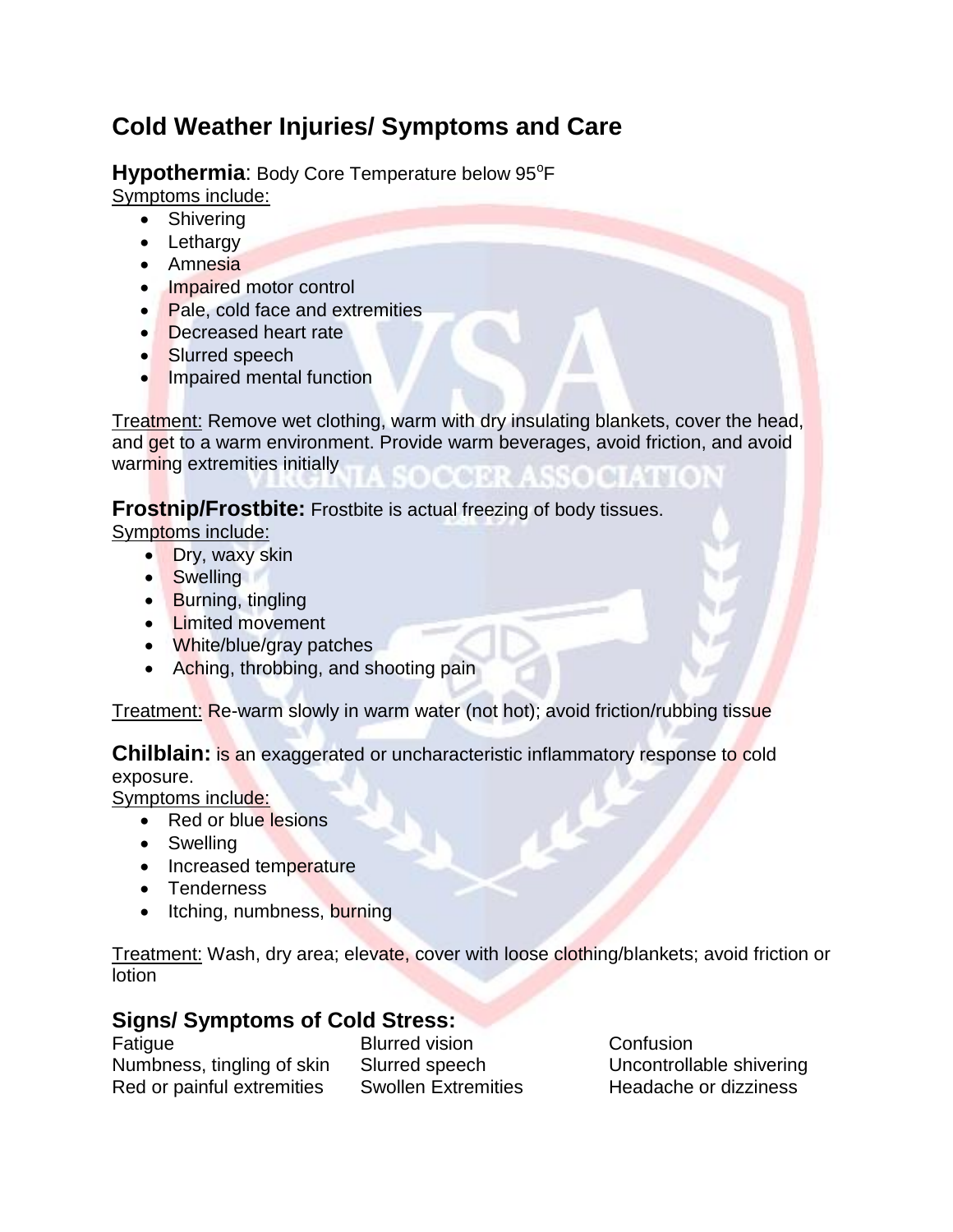# Cold Weather Injuries/ Symptoms and Care

**Hypothermia**: Body Core Temperature below 95°F

Symptoms include:

- Shivering
- Lethargy
- Amnesia
- Impaired motor control
- Pale, cold face and extremities
- Decreased heart rate
- Slurred speech
- Impaired mental function

Treatment: Remove wet clothing, warm with dry insulating blankets, cover the head, and get to a warm environment. Provide warm beverages, avoid friction, and avoid warming extremities initially

**Frostnip/Frostbite:** Frostbite is actual freezing of body tissues.

Symptoms include:

- Dry, waxy skin
- Swelling
- Burning, tingling
- Limited movement
- White/blue/gray patches
- Aching, throbbing, and shooting pain

Treatment: Re-warm slowly in warm water (not hot); avoid friction/rubbing tissue

**Chilblain:** is an exaggerated or uncharacteristic inflammatory response to cold exposure.

Symptoms include:

- Red or blue lesions
- Swelling
- Increased temperature
- Tenderness
- Itching, numbness, burning

Treatment: Wash, dry area; elevate, cover with loose clothing/blankets; avoid friction or lotion

## Signs/ Symptoms of Cold Stress:

| | | |
|---|---|---|
| Fatigue | Blurred vision | Confusion |
| Numbness, tingling of skin | Slurred speech | Uncontrollable shivering |
| Red or painful extremities | Swollen Extremities | Headache or dizziness |